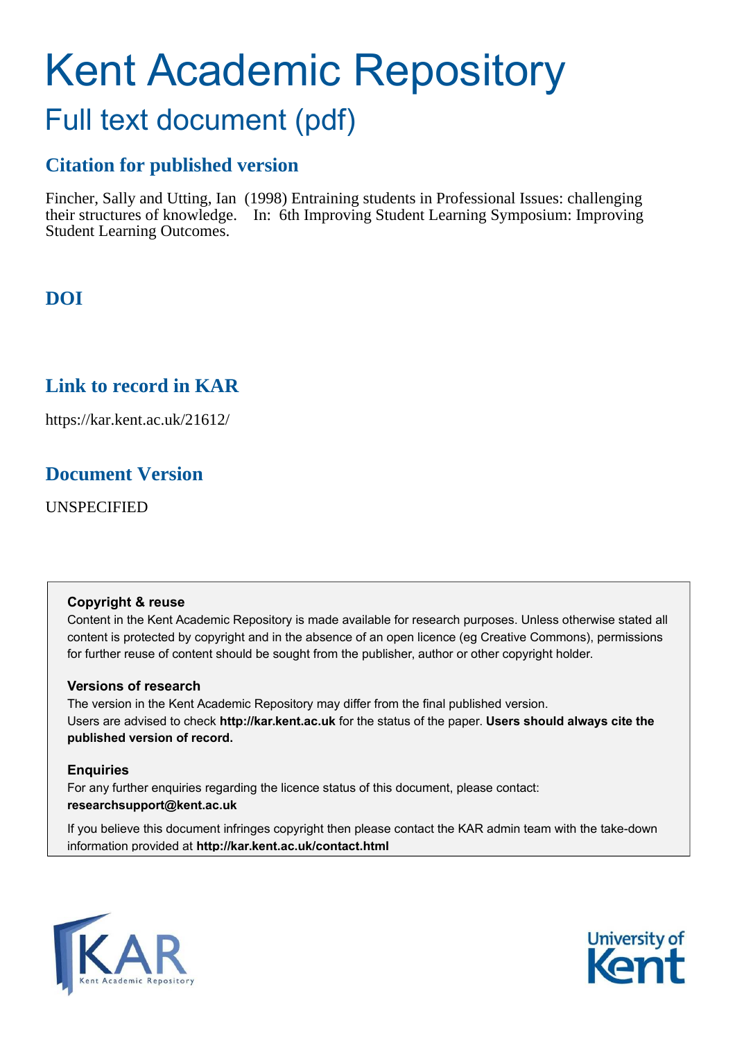# Kent Academic Repository

## Full text document (pdf)

### Citation for published version

Fincher, Sally and Utting, Ian (1998) Entraining students in Professional Issues: challenging their structures of knowledge. In: 6th Improving Student Learning Symposium: Improving Student Learning Outcomes.

### DOI

### Link to record in KAR

https://kar.kent.ac.uk/21612/

### Document Version

UNSPECIFIED

**Copyright & reuse**

Content in the Kent Academic Repository is made available for research purposes. Unless otherwise stated all content is protected by copyright and in the absence of an open licence (eg Creative Commons), permissions for further reuse of content should be sought from the publisher, author or other copyright holder.

**Versions of research**

The version in the Kent Academic Repository may differ from the final published version.
Users are advised to check **http://kar.kent.ac.uk** for the status of the paper. **Users should always cite the published version of record.**

**Enquiries**

For any further enquiries regarding the licence status of this document, please contact:
**researchsupport@kent.ac.uk**

If you believe this document infringes copyright then please contact the KAR admin team with the take-down information provided at **http://kar.kent.ac.uk/contact.html**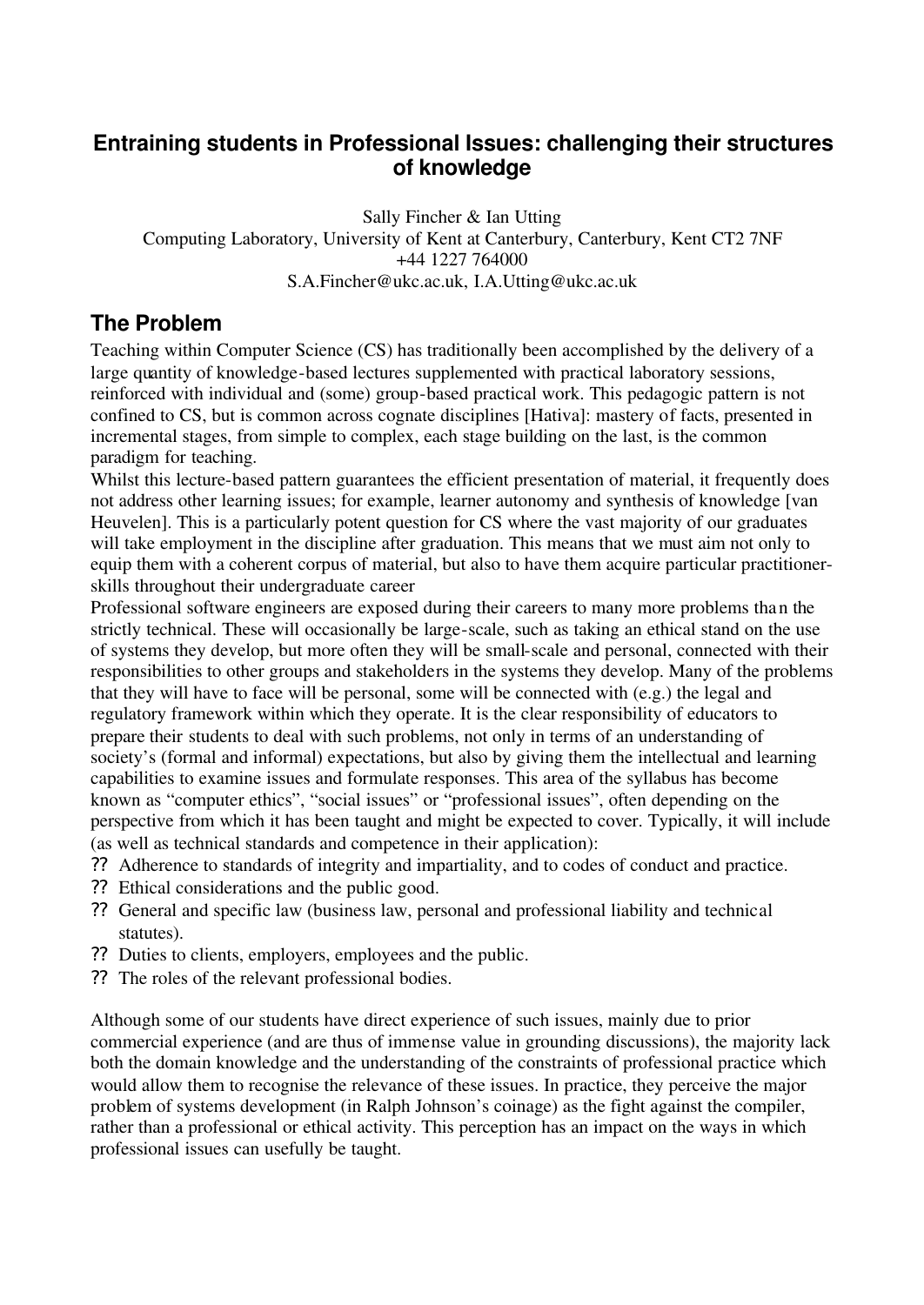## Entraining students in Professional Issues: challenging their structures of knowledge

Sally Fincher & Ian Utting
Computing Laboratory, University of Kent at Canterbury, Canterbury, Kent CT2 7NF
+44 1227 764000
S.A.Fincher@ukc.ac.uk, I.A.Utting@ukc.ac.uk

## The Problem

Teaching within Computer Science (CS) has traditionally been accomplished by the delivery of a large quantity of knowledge-based lectures supplemented with practical laboratory sessions, reinforced with individual and (some) group-based practical work. This pedagogic pattern is not confined to CS, but is common across cognate disciplines [Hativa]: mastery of facts, presented in incremental stages, from simple to complex, each stage building on the last, is the common paradigm for teaching.

Whilst this lecture-based pattern guarantees the efficient presentation of material, it frequently does not address other learning issues; for example, learner autonomy and synthesis of knowledge [van Heuvelen]. This is a particularly potent question for CS where the vast majority of our graduates will take employment in the discipline after graduation. This means that we must aim not only to equip them with a coherent corpus of material, but also to have them acquire particular practitioner-skills throughout their undergraduate career

Professional software engineers are exposed during their careers to many more problems than the strictly technical. These will occasionally be large-scale, such as taking an ethical stand on the use of systems they develop, but more often they will be small-scale and personal, connected with their responsibilities to other groups and stakeholders in the systems they develop. Many of the problems that they will have to face will be personal, some will be connected with (e.g.) the legal and regulatory framework within which they operate. It is the clear responsibility of educators to prepare their students to deal with such problems, not only in terms of an understanding of society's (formal and informal) expectations, but also by giving them the intellectual and learning capabilities to examine issues and formulate responses. This area of the syllabus has become known as "computer ethics", "social issues" or "professional issues", often depending on the perspective from which it has been taught and might be expected to cover. Typically, it will include (as well as technical standards and competence in their application):

- Adherence to standards of integrity and impartiality, and to codes of conduct and practice.
- Ethical considerations and the public good.
- General and specific law (business law, personal and professional liability and technical statutes).
- Duties to clients, employers, employees and the public.
- The roles of the relevant professional bodies.

Although some of our students have direct experience of such issues, mainly due to prior commercial experience (and are thus of immense value in grounding discussions), the majority lack both the domain knowledge and the understanding of the constraints of professional practice which would allow them to recognise the relevance of these issues. In practice, they perceive the major problem of systems development (in Ralph Johnson's coinage) as the fight against the compiler, rather than a professional or ethical activity. This perception has an impact on the ways in which professional issues can usefully be taught.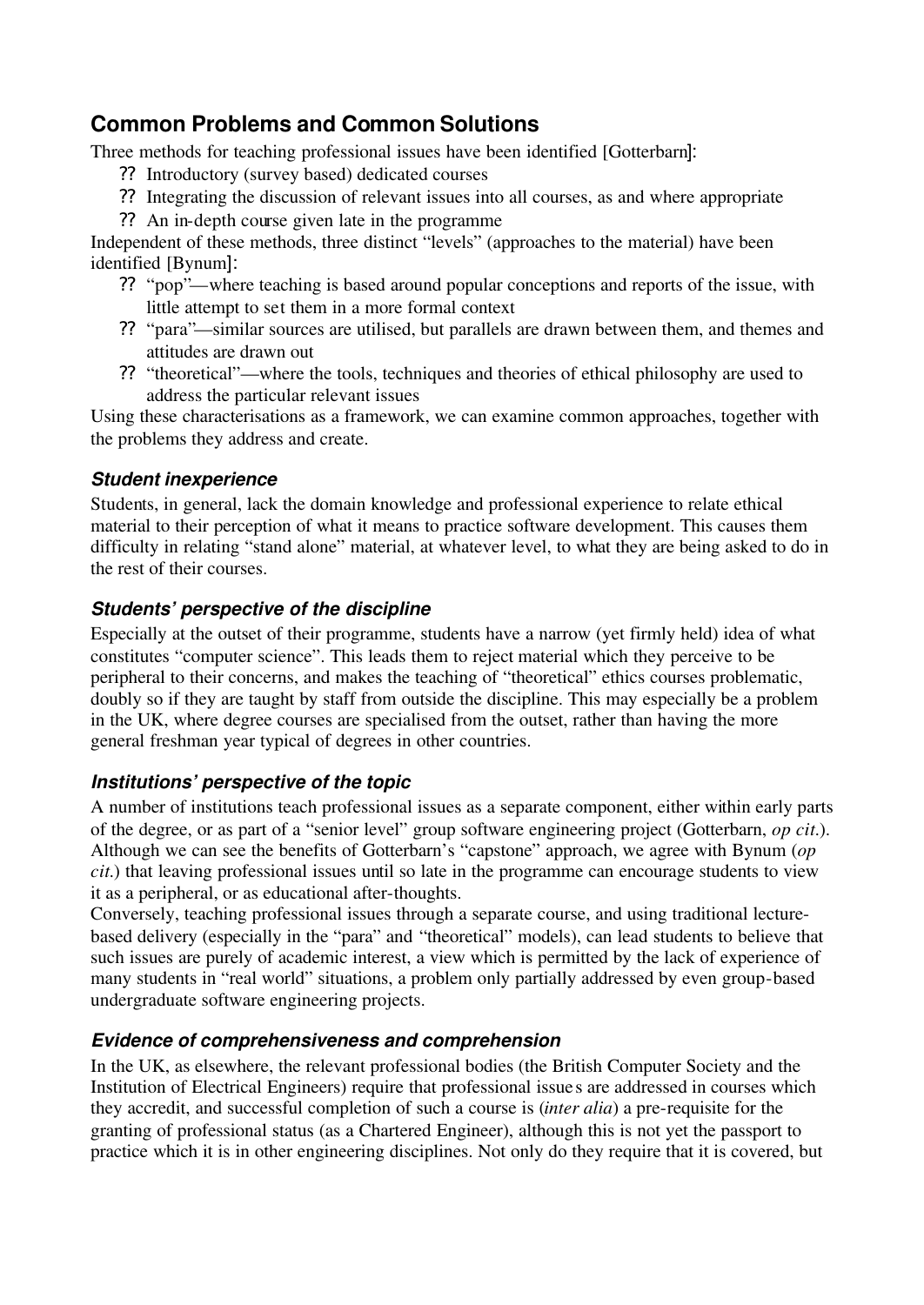## Common Problems and Common Solutions

Three methods for teaching professional issues have been identified [Gotterbarn]:

- Introductory (survey based) dedicated courses
- Integrating the discussion of relevant issues into all courses, as and where appropriate
- An in-depth course given late in the programme

Independent of these methods, three distinct "levels" (approaches to the material) have been identified [Bynum]:

- "pop"—where teaching is based around popular conceptions and reports of the issue, with little attempt to set them in a more formal context
- "para"—similar sources are utilised, but parallels are drawn between them, and themes and attitudes are drawn out
- "theoretical"—where the tools, techniques and theories of ethical philosophy are used to address the particular relevant issues

Using these characterisations as a framework, we can examine common approaches, together with the problems they address and create.

### *Student inexperience*

Students, in general, lack the domain knowledge and professional experience to relate ethical material to their perception of what it means to practice software development. This causes them difficulty in relating "stand alone" material, at whatever level, to what they are being asked to do in the rest of their courses.

### *Students' perspective of the discipline*

Especially at the outset of their programme, students have a narrow (yet firmly held) idea of what constitutes "computer science". This leads them to reject material which they perceive to be peripheral to their concerns, and makes the teaching of "theoretical" ethics courses problematic, doubly so if they are taught by staff from outside the discipline. This may especially be a problem in the UK, where degree courses are specialised from the outset, rather than having the more general freshman year typical of degrees in other countries.

### *Institutions' perspective of the topic*

A number of institutions teach professional issues as a separate component, either within early parts of the degree, or as part of a "senior level" group software engineering project (Gotterbarn, *op cit.*). Although we can see the benefits of Gotterbarn's "capstone" approach, we agree with Bynum (*op cit.*) that leaving professional issues until so late in the programme can encourage students to view it as a peripheral, or as educational after-thoughts.

Conversely, teaching professional issues through a separate course, and using traditional lecture-based delivery (especially in the "para" and "theoretical" models), can lead students to believe that such issues are purely of academic interest, a view which is permitted by the lack of experience of many students in "real world" situations, a problem only partially addressed by even group-based undergraduate software engineering projects.

### *Evidence of comprehensiveness and comprehension*

In the UK, as elsewhere, the relevant professional bodies (the British Computer Society and the Institution of Electrical Engineers) require that professional issues are addressed in courses which they accredit, and successful completion of such a course is (*inter alia*) a pre-requisite for the granting of professional status (as a Chartered Engineer), although this is not yet the passport to practice which it is in other engineering disciplines. Not only do they require that it is covered, but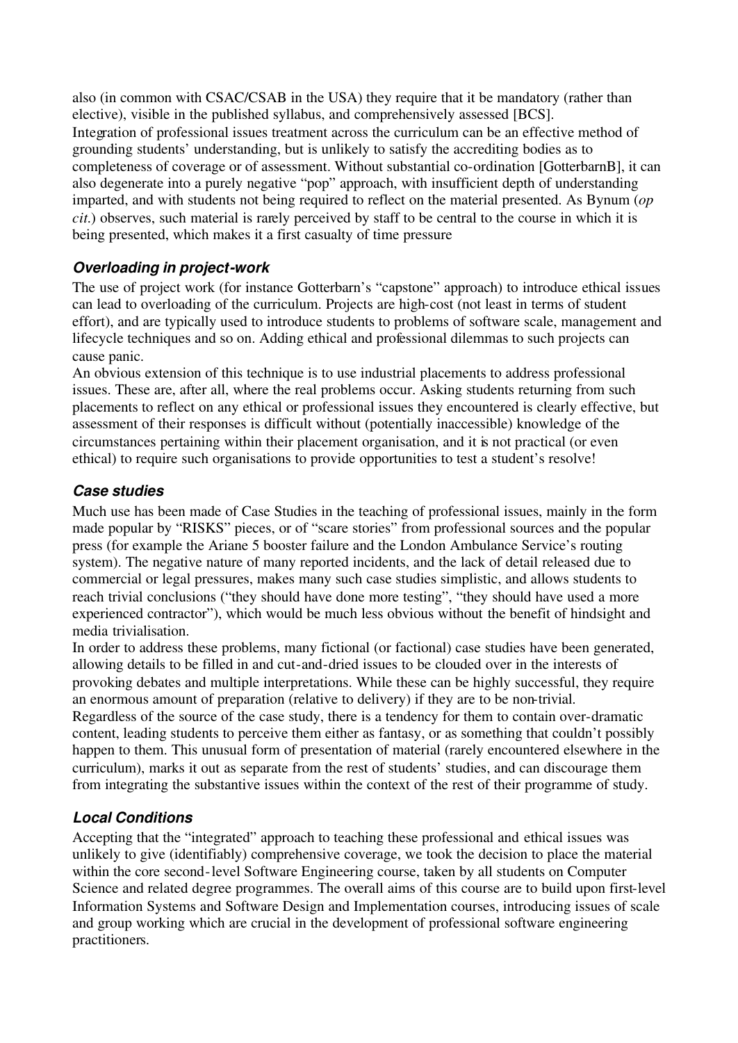also (in common with CSAC/CSAB in the USA) they require that it be mandatory (rather than elective), visible in the published syllabus, and comprehensively assessed [BCS].

Integration of professional issues treatment across the curriculum can be an effective method of grounding students' understanding, but is unlikely to satisfy the accrediting bodies as to completeness of coverage or of assessment. Without substantial co-ordination [GotterbarnB], it can also degenerate into a purely negative "pop" approach, with insufficient depth of understanding imparted, and with students not being required to reflect on the material presented. As Bynum (*op cit.*) observes, such material is rarely perceived by staff to be central to the course in which it is being presented, which makes it a first casualty of time pressure

### *Overloading in project-work*

The use of project work (for instance Gotterbarn's "capstone" approach) to introduce ethical issues can lead to overloading of the curriculum. Projects are high-cost (not least in terms of student effort), and are typically used to introduce students to problems of software scale, management and lifecycle techniques and so on. Adding ethical and professional dilemmas to such projects can cause panic.

An obvious extension of this technique is to use industrial placements to address professional issues. These are, after all, where the real problems occur. Asking students returning from such placements to reflect on any ethical or professional issues they encountered is clearly effective, but assessment of their responses is difficult without (potentially inaccessible) knowledge of the circumstances pertaining within their placement organisation, and it is not practical (or even ethical) to require such organisations to provide opportunities to test a student's resolve!

### *Case studies*

Much use has been made of Case Studies in the teaching of professional issues, mainly in the form made popular by "RISKS" pieces, or of "scare stories" from professional sources and the popular press (for example the Ariane 5 booster failure and the London Ambulance Service's routing system). The negative nature of many reported incidents, and the lack of detail released due to commercial or legal pressures, makes many such case studies simplistic, and allows students to reach trivial conclusions ("they should have done more testing", "they should have used a more experienced contractor"), which would be much less obvious without the benefit of hindsight and media trivialisation.

In order to address these problems, many fictional (or factional) case studies have been generated, allowing details to be filled in and cut-and-dried issues to be clouded over in the interests of provoking debates and multiple interpretations. While these can be highly successful, they require an enormous amount of preparation (relative to delivery) if they are to be non-trivial.

Regardless of the source of the case study, there is a tendency for them to contain over-dramatic content, leading students to perceive them either as fantasy, or as something that couldn't possibly happen to them. This unusual form of presentation of material (rarely encountered elsewhere in the curriculum), marks it out as separate from the rest of students' studies, and can discourage them from integrating the substantive issues within the context of the rest of their programme of study.

### *Local Conditions*

Accepting that the "integrated" approach to teaching these professional and ethical issues was unlikely to give (identifiably) comprehensive coverage, we took the decision to place the material within the core second-level Software Engineering course, taken by all students on Computer Science and related degree programmes. The overall aims of this course are to build upon first-level Information Systems and Software Design and Implementation courses, introducing issues of scale and group working which are crucial in the development of professional software engineering practitioners.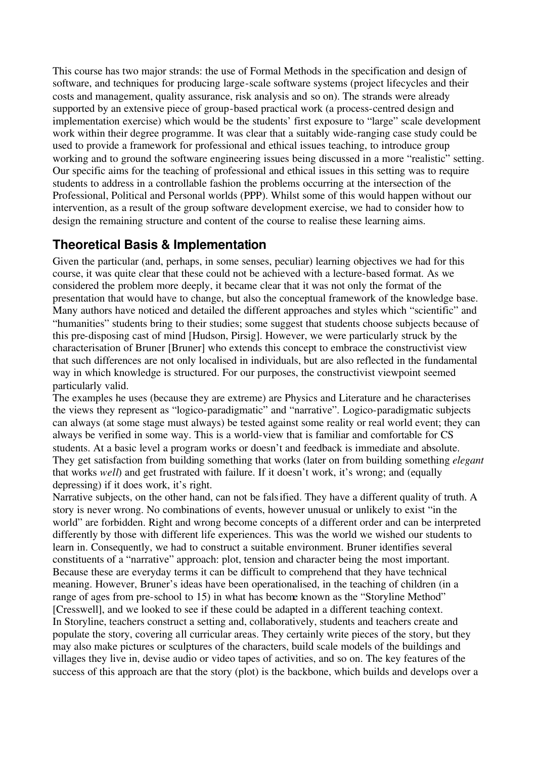This course has two major strands: the use of Formal Methods in the specification and design of software, and techniques for producing large-scale software systems (project lifecycles and their costs and management, quality assurance, risk analysis and so on). The strands were already supported by an extensive piece of group-based practical work (a process-centred design and implementation exercise) which would be the students' first exposure to "large" scale development work within their degree programme. It was clear that a suitably wide-ranging case study could be used to provide a framework for professional and ethical issues teaching, to introduce group working and to ground the software engineering issues being discussed in a more "realistic" setting. Our specific aims for the teaching of professional and ethical issues in this setting was to require students to address in a controllable fashion the problems occurring at the intersection of the Professional, Political and Personal worlds (PPP). Whilst some of this would happen without our intervention, as a result of the group software development exercise, we had to consider how to design the remaining structure and content of the course to realise these learning aims.

## Theoretical Basis & Implementation

Given the particular (and, perhaps, in some senses, peculiar) learning objectives we had for this course, it was quite clear that these could not be achieved with a lecture-based format. As we considered the problem more deeply, it became clear that it was not only the format of the presentation that would have to change, but also the conceptual framework of the knowledge base. Many authors have noticed and detailed the different approaches and styles which "scientific" and "humanities" students bring to their studies; some suggest that students choose subjects because of this pre-disposing cast of mind [Hudson, Pirsig]. However, we were particularly struck by the characterisation of Bruner [Bruner] who extends this concept to embrace the constructivist view that such differences are not only localised in individuals, but are also reflected in the fundamental way in which knowledge is structured. For our purposes, the constructivist viewpoint seemed particularly valid.

The examples he uses (because they are extreme) are Physics and Literature and he characterises the views they represent as "logico-paradigmatic" and "narrative". Logico-paradigmatic subjects can always (at some stage must always) be tested against some reality or real world event; they can always be verified in some way. This is a world-view that is familiar and comfortable for CS students. At a basic level a program works or doesn't and feedback is immediate and absolute. They get satisfaction from building something that works (later on from building something *elegant* that works *well*) and get frustrated with failure. If it doesn't work, it's wrong; and (equally depressing) if it does work, it's right.

Narrative subjects, on the other hand, can not be falsified. They have a different quality of truth. A story is never wrong. No combinations of events, however unusual or unlikely to exist "in the world" are forbidden. Right and wrong become concepts of a different order and can be interpreted differently by those with different life experiences. This was the world we wished our students to learn in. Consequently, we had to construct a suitable environment. Bruner identifies several constituents of a "narrative" approach: plot, tension and character being the most important. Because these are everyday terms it can be difficult to comprehend that they have technical meaning. However, Bruner's ideas have been operationalised, in the teaching of children (in a range of ages from pre-school to 15) in what has become known as the "Storyline Method" [Cresswell], and we looked to see if these could be adapted in a different teaching context.

In Storyline, teachers construct a setting and, collaboratively, students and teachers create and populate the story, covering all curricular areas. They certainly write pieces of the story, but they may also make pictures or sculptures of the characters, build scale models of the buildings and villages they live in, devise audio or video tapes of activities, and so on. The key features of the success of this approach are that the story (plot) is the backbone, which builds and develops over a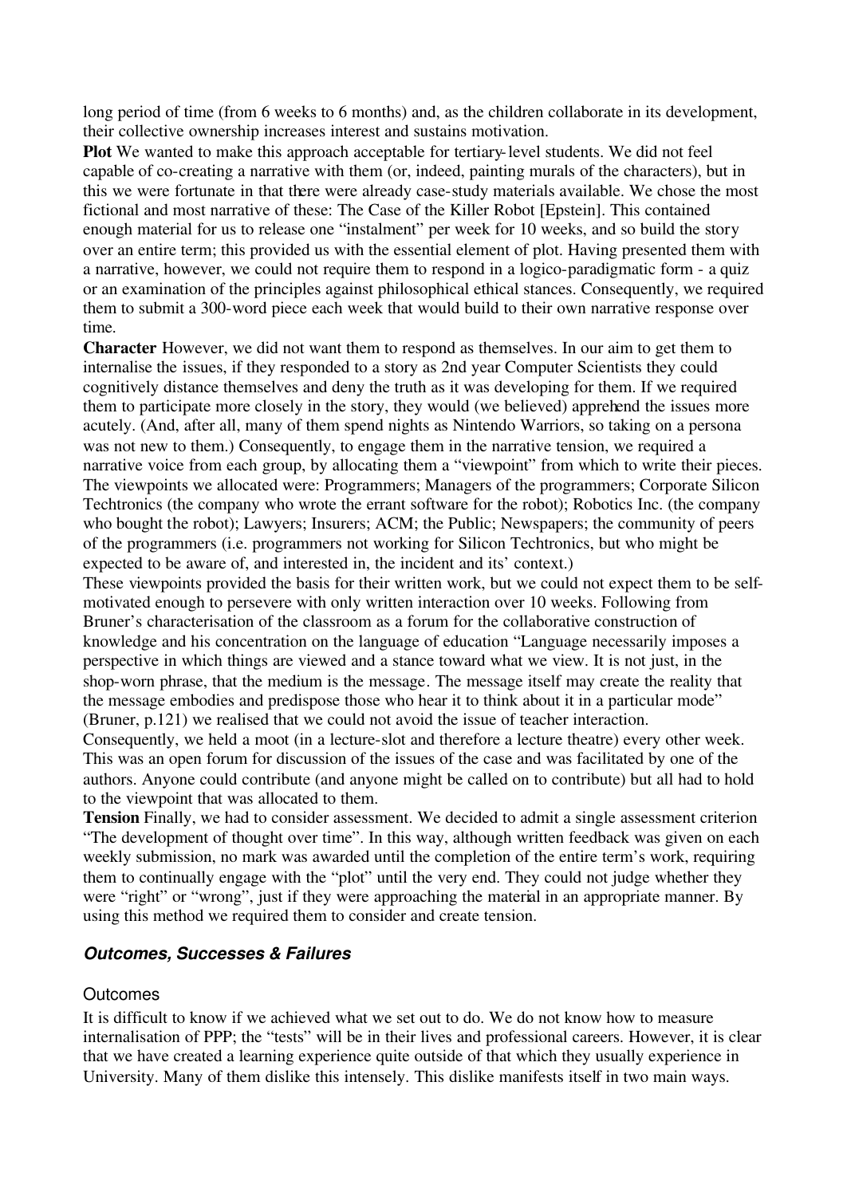long period of time (from 6 weeks to 6 months) and, as the children collaborate in its development, their collective ownership increases interest and sustains motivation.

**Plot** We wanted to make this approach acceptable for tertiary-level students. We did not feel capable of co-creating a narrative with them (or, indeed, painting murals of the characters), but in this we were fortunate in that there were already case-study materials available. We chose the most fictional and most narrative of these: The Case of the Killer Robot [Epstein]. This contained enough material for us to release one "instalment" per week for 10 weeks, and so build the story over an entire term; this provided us with the essential element of plot. Having presented them with a narrative, however, we could not require them to respond in a logico-paradigmatic form - a quiz or an examination of the principles against philosophical ethical stances. Consequently, we required them to submit a 300-word piece each week that would build to their own narrative response over time.

**Character** However, we did not want them to respond as themselves. In our aim to get them to internalise the issues, if they responded to a story as 2nd year Computer Scientists they could cognitively distance themselves and deny the truth as it was developing for them. If we required them to participate more closely in the story, they would (we believed) apprehend the issues more acutely. (And, after all, many of them spend nights as Nintendo Warriors, so taking on a persona was not new to them.) Consequently, to engage them in the narrative tension, we required a narrative voice from each group, by allocating them a "viewpoint" from which to write their pieces. The viewpoints we allocated were: Programmers; Managers of the programmers; Corporate Silicon Techtronics (the company who wrote the errant software for the robot); Robotics Inc. (the company who bought the robot); Lawyers; Insurers; ACM; the Public; Newspapers; the community of peers of the programmers (i.e. programmers not working for Silicon Techtronics, but who might be expected to be aware of, and interested in, the incident and its' context.)

These viewpoints provided the basis for their written work, but we could not expect them to be self-motivated enough to persevere with only written interaction over 10 weeks. Following from Bruner's characterisation of the classroom as a forum for the collaborative construction of knowledge and his concentration on the language of education "Language necessarily imposes a perspective in which things are viewed and a stance toward what we view. It is not just, in the shop-worn phrase, that the medium is the message. The message itself may create the reality that the message embodies and predispose those who hear it to think about it in a particular mode" (Bruner, p.121) we realised that we could not avoid the issue of teacher interaction.

Consequently, we held a moot (in a lecture-slot and therefore a lecture theatre) every other week. This was an open forum for discussion of the issues of the case and was facilitated by one of the authors. Anyone could contribute (and anyone might be called on to contribute) but all had to hold to the viewpoint that was allocated to them.

**Tension** Finally, we had to consider assessment. We decided to admit a single assessment criterion "The development of thought over time". In this way, although written feedback was given on each weekly submission, no mark was awarded until the completion of the entire term's work, requiring them to continually engage with the "plot" until the very end. They could not judge whether they were "right" or "wrong", just if they were approaching the material in an appropriate manner. By using this method we required them to consider and create tension.

## *Outcomes, Successes & Failures*

### Outcomes

It is difficult to know if we achieved what we set out to do. We do not know how to measure internalisation of PPP; the "tests" will be in their lives and professional careers. However, it is clear that we have created a learning experience quite outside of that which they usually experience in University. Many of them dislike this intensely. This dislike manifests itself in two main ways.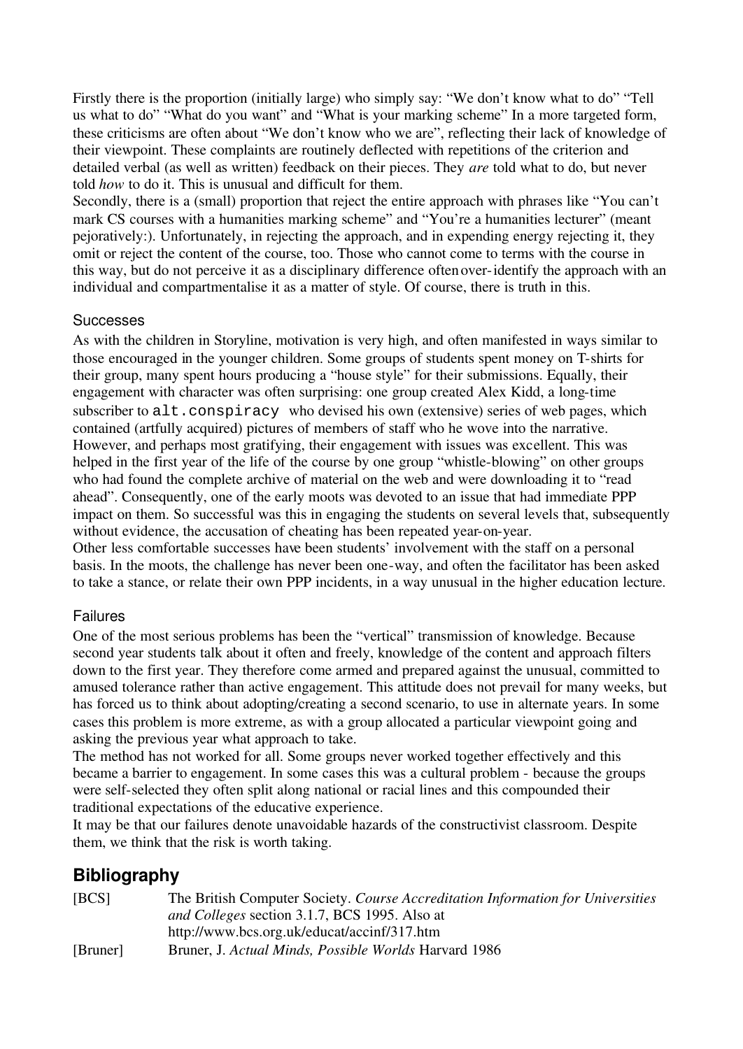Firstly there is the proportion (initially large) who simply say: "We don't know what to do" "Tell us what to do" "What do you want" and "What is your marking scheme" In a more targeted form, these criticisms are often about "We don't know who we are", reflecting their lack of knowledge of their viewpoint. These complaints are routinely deflected with repetitions of the criterion and detailed verbal (as well as written) feedback on their pieces. They *are* told what to do, but never told *how* to do it. This is unusual and difficult for them.

Secondly, there is a (small) proportion that reject the entire approach with phrases like "You can't mark CS courses with a humanities marking scheme" and "You're a humanities lecturer" (meant pejoratively:). Unfortunately, in rejecting the approach, and in expending energy rejecting it, they omit or reject the content of the course, too. Those who cannot come to terms with the course in this way, but do not perceive it as a disciplinary difference often over-identify the approach with an individual and compartmentalise it as a matter of style. Of course, there is truth in this.

### Successes

As with the children in Storyline, motivation is very high, and often manifested in ways similar to those encouraged in the younger children. Some groups of students spent money on T-shirts for their group, many spent hours producing a "house style" for their submissions. Equally, their engagement with character was often surprising: one group created Alex Kidd, a long-time subscriber to `alt.conspiracy` who devised his own (extensive) series of web pages, which contained (artfully acquired) pictures of members of staff who he wove into the narrative. However, and perhaps most gratifying, their engagement with issues was excellent. This was helped in the first year of the life of the course by one group "whistle-blowing" on other groups who had found the complete archive of material on the web and were downloading it to "read ahead". Consequently, one of the early moots was devoted to an issue that had immediate PPP impact on them. So successful was this in engaging the students on several levels that, subsequently without evidence, the accusation of cheating has been repeated year-on-year.

Other less comfortable successes have been students' involvement with the staff on a personal basis. In the moots, the challenge has never been one-way, and often the facilitator has been asked to take a stance, or relate their own PPP incidents, in a way unusual in the higher education lecture.

### Failures

One of the most serious problems has been the "vertical" transmission of knowledge. Because second year students talk about it often and freely, knowledge of the content and approach filters down to the first year. They therefore come armed and prepared against the unusual, committed to amused tolerance rather than active engagement. This attitude does not prevail for many weeks, but has forced us to think about adopting/creating a second scenario, to use in alternate years. In some cases this problem is more extreme, as with a group allocated a particular viewpoint going and asking the previous year what approach to take.

The method has not worked for all. Some groups never worked together effectively and this became a barrier to engagement. In some cases this was a cultural problem - because the groups were self-selected they often split along national or racial lines and this compounded their traditional expectations of the educative experience.

It may be that our failures denote unavoidable hazards of the constructivist classroom. Despite them, we think that the risk is worth taking.

## Bibliography

[BCS] The British Computer Society. *Course Accreditation Information for Universities and Colleges* section 3.1.7, BCS 1995. Also at http://www.bcs.org.uk/educat/accinf/317.htm

[Bruner] Bruner, J. *Actual Minds, Possible Worlds* Harvard 1986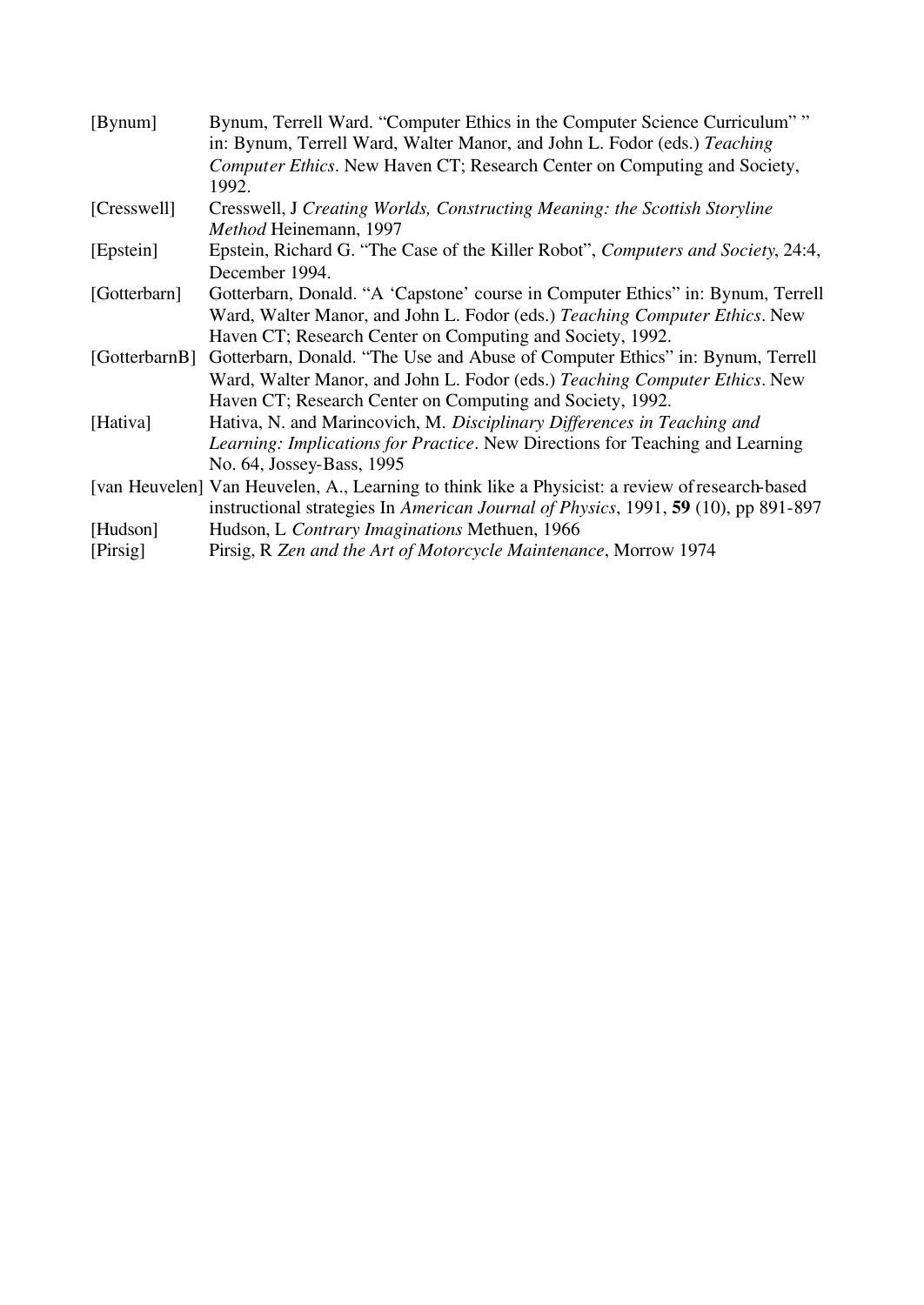[Bynum] Bynum, Terrell Ward. “Computer Ethics in the Computer Science Curriculum” ” in: Bynum, Terrell Ward, Walter Manor, and John L. Fodor (eds.) *Teaching Computer Ethics*. New Haven CT; Research Center on Computing and Society, 1992.

[Cresswell] Cresswell, J *Creating Worlds, Constructing Meaning: the Scottish Storyline Method* Heinemann, 1997

[Epstein] Epstein, Richard G. “The Case of the Killer Robot”, *Computers and Society*, 24:4, December 1994.

[Gotterbarn] Gotterbarn, Donald. “A ‘Capstone’ course in Computer Ethics” in: Bynum, Terrell Ward, Walter Manor, and John L. Fodor (eds.) *Teaching Computer Ethics*. New Haven CT; Research Center on Computing and Society, 1992.

[GotterbarnB] Gotterbarn, Donald. “The Use and Abuse of Computer Ethics” in: Bynum, Terrell Ward, Walter Manor, and John L. Fodor (eds.) *Teaching Computer Ethics*. New Haven CT; Research Center on Computing and Society, 1992.

[Hativa] Hativa, N. and Marincovich, M. *Disciplinary Differences in Teaching and Learning: Implications for Practice*. New Directions for Teaching and Learning No. 64, Jossey-Bass, 1995

[van Heuvelen] Van Heuvelen, A., Learning to think like a Physicist: a review of research-based instructional strategies In *American Journal of Physics*, 1991, **59** (10), pp 891-897

[Hudson] Hudson, L *Contrary Imaginations* Methuen, 1966

[Pirsig] Pirsig, R *Zen and the Art of Motorcycle Maintenance*, Morrow 1974